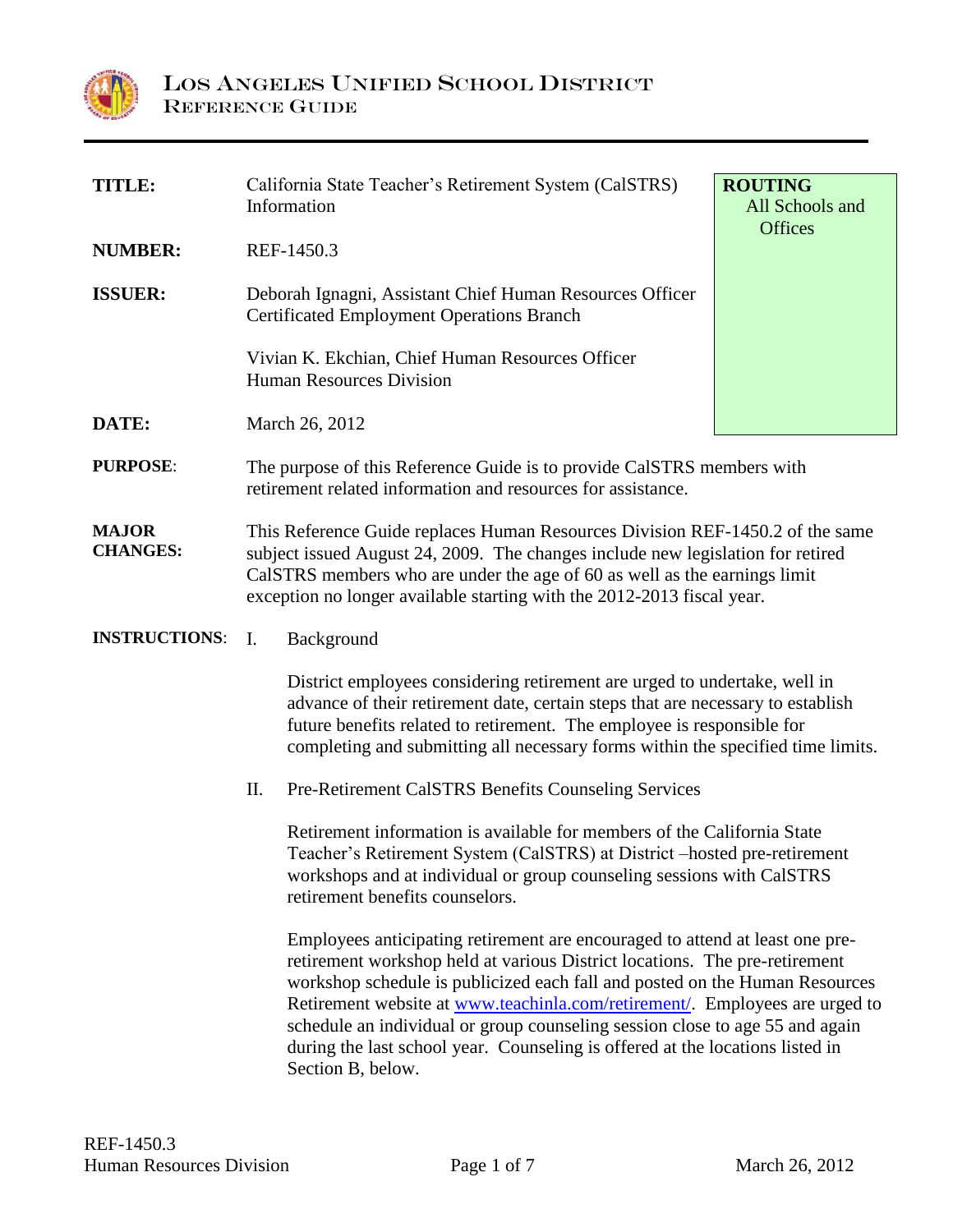# Los Angeles Unified School District
## Reference Guide

| | | |
|---|---|---|
| **TITLE:** | California State Teacher's Retirement System (CalSTRS) Information | **ROUTING** All Schools and Offices |
| **NUMBER:** | REF-1450.3 | |
| **ISSUER:** | Deborah Ignagni, Assistant Chief Human Resources Officer Certificated Employment Operations Branch<br><br>Vivian K. Ekchian, Chief Human Resources Officer Human Resources Division | |
| **DATE:** | March 26, 2012 | |

**PURPOSE**: The purpose of this Reference Guide is to provide CalSTRS members with retirement related information and resources for assistance.

**MAJOR CHANGES:** This Reference Guide replaces Human Resources Division REF-1450.2 of the same subject issued August 24, 2009. The changes include new legislation for retired CalSTRS members who are under the age of 60 as well as the earnings limit exception no longer available starting with the 2012-2013 fiscal year.

**INSTRUCTIONS**:

I. Background

District employees considering retirement are urged to undertake, well in advance of their retirement date, certain steps that are necessary to establish future benefits related to retirement. The employee is responsible for completing and submitting all necessary forms within the specified time limits.

II. Pre-Retirement CalSTRS Benefits Counseling Services

Retirement information is available for members of the California State Teacher's Retirement System (CalSTRS) at District –hosted pre-retirement workshops and at individual or group counseling sessions with CalSTRS retirement benefits counselors.

Employees anticipating retirement are encouraged to attend at least one pre-retirement workshop held at various District locations. The pre-retirement workshop schedule is publicized each fall and posted on the Human Resources Retirement website at www.teachinla.com/retirement/. Employees are urged to schedule an individual or group counseling session close to age 55 and again during the last school year. Counseling is offered at the locations listed in Section B, below.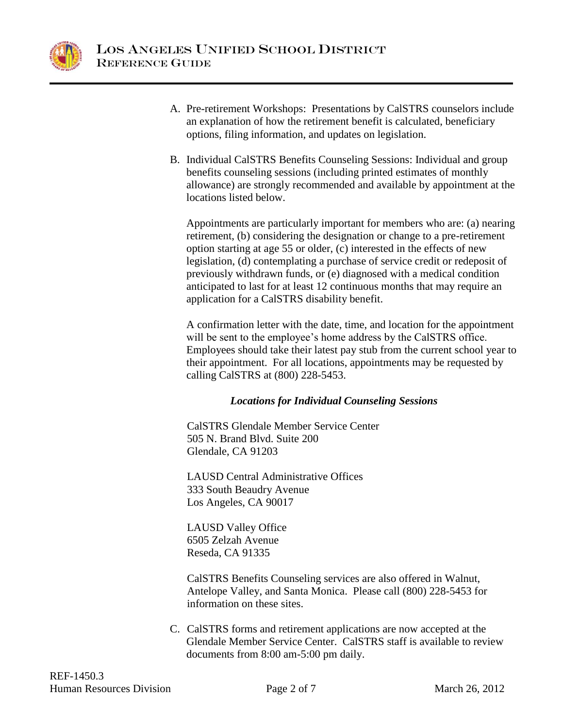A. Pre-retirement Workshops: Presentations by CalSTRS counselors include an explanation of how the retirement benefit is calculated, beneficiary options, filing information, and updates on legislation.

B. Individual CalSTRS Benefits Counseling Sessions: Individual and group benefits counseling sessions (including printed estimates of monthly allowance) are strongly recommended and available by appointment at the locations listed below.

   Appointments are particularly important for members who are: (a) nearing retirement, (b) considering the designation or change to a pre-retirement option starting at age 55 or older, (c) interested in the effects of new legislation, (d) contemplating a purchase of service credit or redeposit of previously withdrawn funds, or (e) diagnosed with a medical condition anticipated to last for at least 12 continuous months that may require an application for a CalSTRS disability benefit.

   A confirmation letter with the date, time, and location for the appointment will be sent to the employee's home address by the CalSTRS office. Employees should take their latest pay stub from the current school year to their appointment. For all locations, appointments may be requested by calling CalSTRS at (800) 228-5453.

   ***Locations for Individual Counseling Sessions***

   CalSTRS Glendale Member Service Center
   505 N. Brand Blvd. Suite 200
   Glendale, CA 91203

   LAUSD Central Administrative Offices
   333 South Beaudry Avenue
   Los Angeles, CA 90017

   LAUSD Valley Office
   6505 Zelzah Avenue
   Reseda, CA 91335

   CalSTRS Benefits Counseling services are also offered in Walnut, Antelope Valley, and Santa Monica. Please call (800) 228-5453 for information on these sites.

C. CalSTRS forms and retirement applications are now accepted at the Glendale Member Service Center. CalSTRS staff is available to review documents from 8:00 am-5:00 pm daily.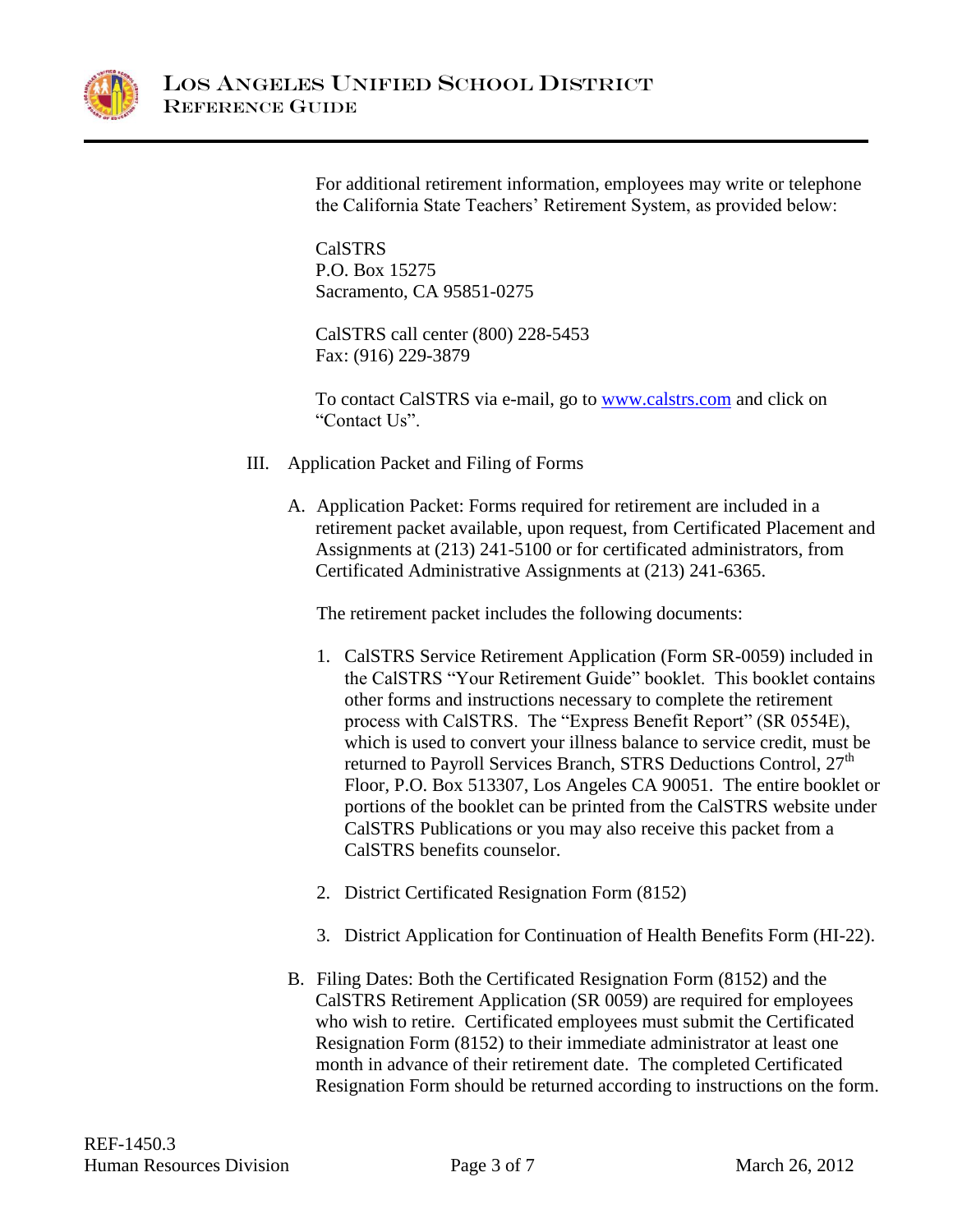For additional retirement information, employees may write or telephone the California State Teachers' Retirement System, as provided below:

CalSTRS
P.O. Box 15275
Sacramento, CA 95851-0275

CalSTRS call center (800) 228-5453
Fax: (916) 229-3879

To contact CalSTRS via e-mail, go to www.calstrs.com and click on "Contact Us".

III. Application Packet and Filing of Forms

A. Application Packet: Forms required for retirement are included in a retirement packet available, upon request, from Certificated Placement and Assignments at (213) 241-5100 or for certificated administrators, from Certificated Administrative Assignments at (213) 241-6365.

The retirement packet includes the following documents:

1. CalSTRS Service Retirement Application (Form SR-0059) included in the CalSTRS "Your Retirement Guide" booklet. This booklet contains other forms and instructions necessary to complete the retirement process with CalSTRS. The "Express Benefit Report" (SR 0554E), which is used to convert your illness balance to service credit, must be returned to Payroll Services Branch, STRS Deductions Control, 27th Floor, P.O. Box 513307, Los Angeles CA 90051. The entire booklet or portions of the booklet can be printed from the CalSTRS website under CalSTRS Publications or you may also receive this packet from a CalSTRS benefits counselor.

2. District Certificated Resignation Form (8152)

3. District Application for Continuation of Health Benefits Form (HI-22).

B. Filing Dates: Both the Certificated Resignation Form (8152) and the CalSTRS Retirement Application (SR 0059) are required for employees who wish to retire. Certificated employees must submit the Certificated Resignation Form (8152) to their immediate administrator at least one month in advance of their retirement date. The completed Certificated Resignation Form should be returned according to instructions on the form.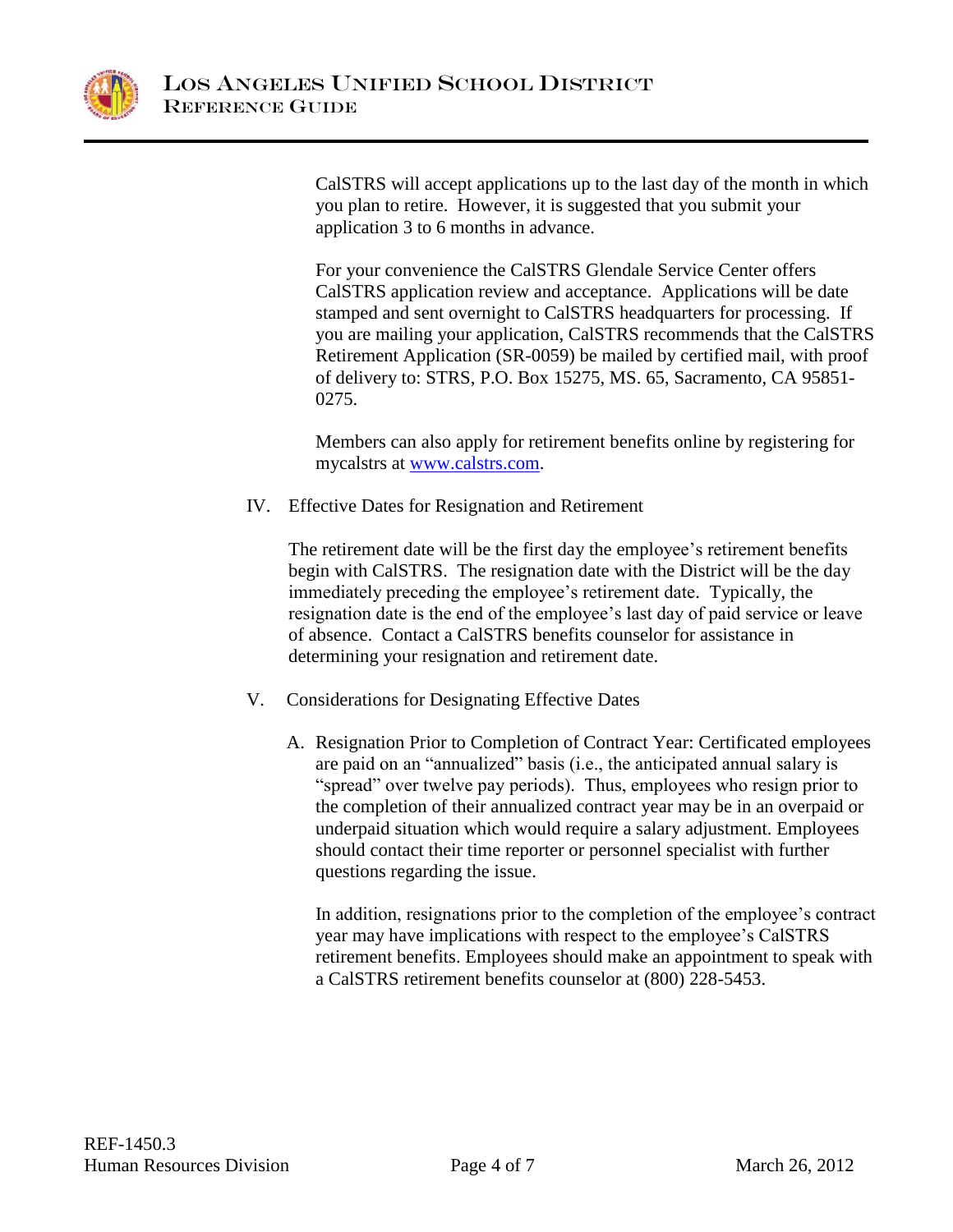CalSTRS will accept applications up to the last day of the month in which you plan to retire. However, it is suggested that you submit your application 3 to 6 months in advance.

For your convenience the CalSTRS Glendale Service Center offers CalSTRS application review and acceptance. Applications will be date stamped and sent overnight to CalSTRS headquarters for processing. If you are mailing your application, CalSTRS recommends that the CalSTRS Retirement Application (SR-0059) be mailed by certified mail, with proof of delivery to: STRS, P.O. Box 15275, MS. 65, Sacramento, CA 95851-0275.

Members can also apply for retirement benefits online by registering for mycalstrs at [www.calstrs.com](http://www.calstrs.com).

IV. Effective Dates for Resignation and Retirement

The retirement date will be the first day the employee's retirement benefits begin with CalSTRS. The resignation date with the District will be the day immediately preceding the employee's retirement date. Typically, the resignation date is the end of the employee's last day of paid service or leave of absence. Contact a CalSTRS benefits counselor for assistance in determining your resignation and retirement date.

V. Considerations for Designating Effective Dates

A. Resignation Prior to Completion of Contract Year: Certificated employees are paid on an "annualized" basis (i.e., the anticipated annual salary is "spread" over twelve pay periods). Thus, employees who resign prior to the completion of their annualized contract year may be in an overpaid or underpaid situation which would require a salary adjustment. Employees should contact their time reporter or personnel specialist with further questions regarding the issue.

In addition, resignations prior to the completion of the employee's contract year may have implications with respect to the employee's CalSTRS retirement benefits. Employees should make an appointment to speak with a CalSTRS retirement benefits counselor at (800) 228-5453.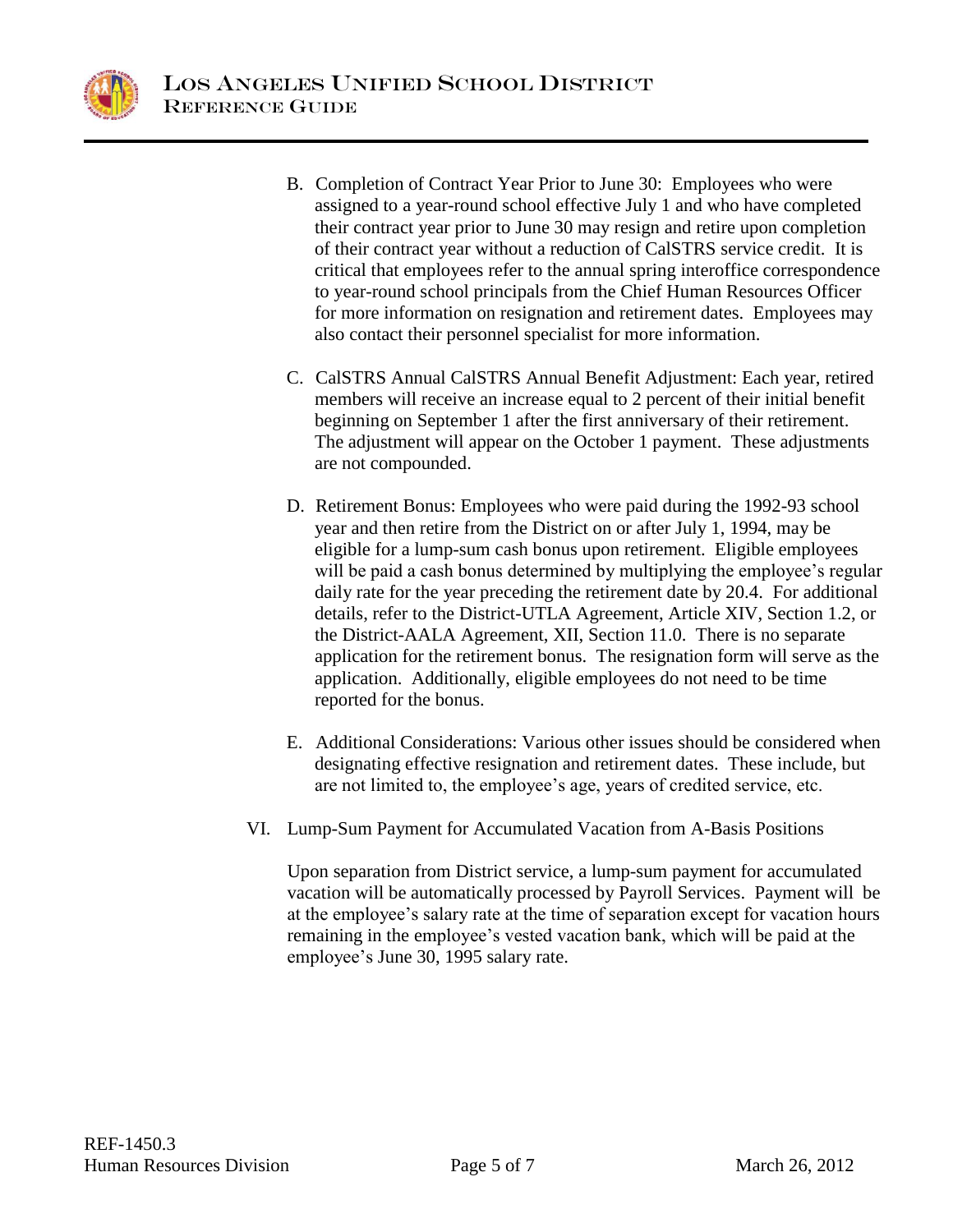B. Completion of Contract Year Prior to June 30: Employees who were assigned to a year-round school effective July 1 and who have completed their contract year prior to June 30 may resign and retire upon completion of their contract year without a reduction of CalSTRS service credit. It is critical that employees refer to the annual spring interoffice correspondence to year-round school principals from the Chief Human Resources Officer for more information on resignation and retirement dates. Employees may also contact their personnel specialist for more information.

C. CalSTRS Annual CalSTRS Annual Benefit Adjustment: Each year, retired members will receive an increase equal to 2 percent of their initial benefit beginning on September 1 after the first anniversary of their retirement. The adjustment will appear on the October 1 payment. These adjustments are not compounded.

D. Retirement Bonus: Employees who were paid during the 1992-93 school year and then retire from the District on or after July 1, 1994, may be eligible for a lump-sum cash bonus upon retirement. Eligible employees will be paid a cash bonus determined by multiplying the employee's regular daily rate for the year preceding the retirement date by 20.4. For additional details, refer to the District-UTLA Agreement, Article XIV, Section 1.2, or the District-AALA Agreement, XII, Section 11.0. There is no separate application for the retirement bonus. The resignation form will serve as the application. Additionally, eligible employees do not need to be time reported for the bonus.

E. Additional Considerations: Various other issues should be considered when designating effective resignation and retirement dates. These include, but are not limited to, the employee's age, years of credited service, etc.

VI. Lump-Sum Payment for Accumulated Vacation from A-Basis Positions

Upon separation from District service, a lump-sum payment for accumulated vacation will be automatically processed by Payroll Services. Payment will be at the employee's salary rate at the time of separation except for vacation hours remaining in the employee's vested vacation bank, which will be paid at the employee's June 30, 1995 salary rate.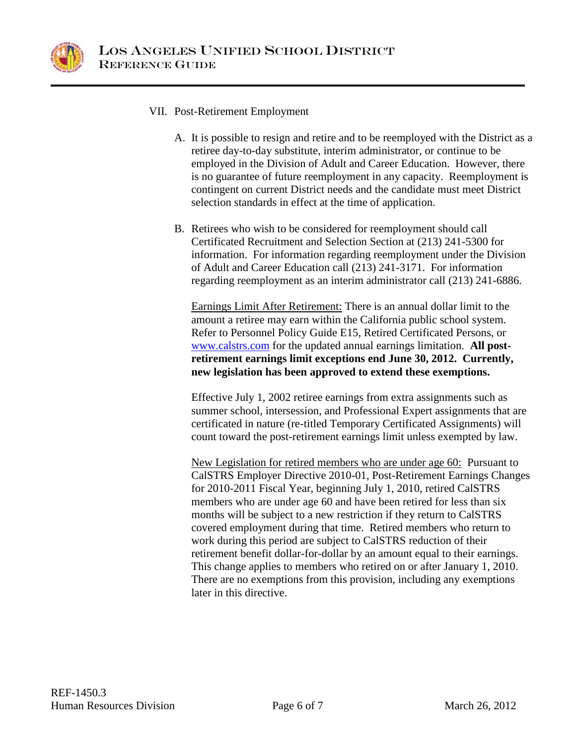VII. Post-Retirement Employment

A. It is possible to resign and retire and to be reemployed with the District as a retiree day-to-day substitute, interim administrator, or continue to be employed in the Division of Adult and Career Education. However, there is no guarantee of future reemployment in any capacity. Reemployment is contingent on current District needs and the candidate must meet District selection standards in effect at the time of application.

B. Retirees who wish to be considered for reemployment should call Certificated Recruitment and Selection Section at (213) 241-5300 for information. For information regarding reemployment under the Division of Adult and Career Education call (213) 241-3171. For information regarding reemployment as an interim administrator call (213) 241-6886.

Earnings Limit After Retirement: There is an annual dollar limit to the amount a retiree may earn within the California public school system. Refer to Personnel Policy Guide E15, Retired Certificated Persons, or [www.calstrs.com](http://www.calstrs.com) for the updated annual earnings limitation. **All post-retirement earnings limit exceptions end June 30, 2012. Currently, new legislation has been approved to extend these exemptions.**

Effective July 1, 2002 retiree earnings from extra assignments such as summer school, intersession, and Professional Expert assignments that are certificated in nature (re-titled Temporary Certificated Assignments) will count toward the post-retirement earnings limit unless exempted by law.

New Legislation for retired members who are under age 60: Pursuant to CalSTRS Employer Directive 2010-01, Post-Retirement Earnings Changes for 2010-2011 Fiscal Year, beginning July 1, 2010, retired CalSTRS members who are under age 60 and have been retired for less than six months will be subject to a new restriction if they return to CalSTRS covered employment during that time. Retired members who return to work during this period are subject to CalSTRS reduction of their retirement benefit dollar-for-dollar by an amount equal to their earnings. This change applies to members who retired on or after January 1, 2010. There are no exemptions from this provision, including any exemptions later in this directive.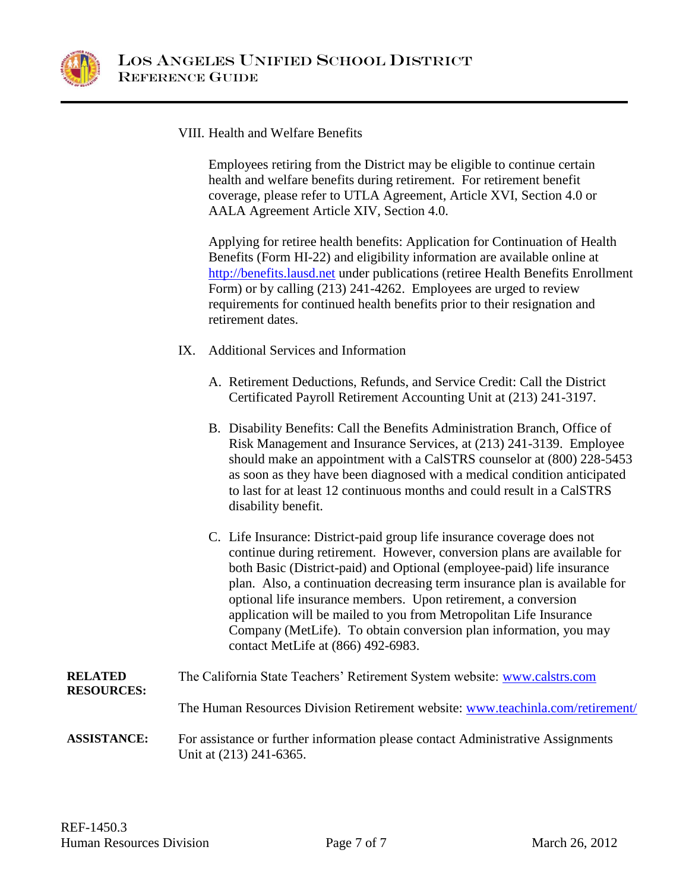VIII. Health and Welfare Benefits

Employees retiring from the District may be eligible to continue certain health and welfare benefits during retirement. For retirement benefit coverage, please refer to UTLA Agreement, Article XVI, Section 4.0 or AALA Agreement Article XIV, Section 4.0.

Applying for retiree health benefits: Application for Continuation of Health Benefits (Form HI-22) and eligibility information are available online at http://benefits.lausd.net under publications (retiree Health Benefits Enrollment Form) or by calling (213) 241-4262. Employees are urged to review requirements for continued health benefits prior to their resignation and retirement dates.

IX. Additional Services and Information

A. Retirement Deductions, Refunds, and Service Credit: Call the District Certificated Payroll Retirement Accounting Unit at (213) 241-3197.

B. Disability Benefits: Call the Benefits Administration Branch, Office of Risk Management and Insurance Services, at (213) 241-3139. Employee should make an appointment with a CalSTRS counselor at (800) 228-5453 as soon as they have been diagnosed with a medical condition anticipated to last for at least 12 continuous months and could result in a CalSTRS disability benefit.

C. Life Insurance: District-paid group life insurance coverage does not continue during retirement. However, conversion plans are available for both Basic (District-paid) and Optional (employee-paid) life insurance plan. Also, a continuation decreasing term insurance plan is available for optional life insurance members. Upon retirement, a conversion application will be mailed to you from Metropolitan Life Insurance Company (MetLife). To obtain conversion plan information, you may contact MetLife at (866) 492-6983.

**RELATED RESOURCES:** The California State Teachers' Retirement System website: www.calstrs.com

The Human Resources Division Retirement website: www.teachinla.com/retirement/

**ASSISTANCE:** For assistance or further information please contact Administrative Assignments Unit at (213) 241-6365.